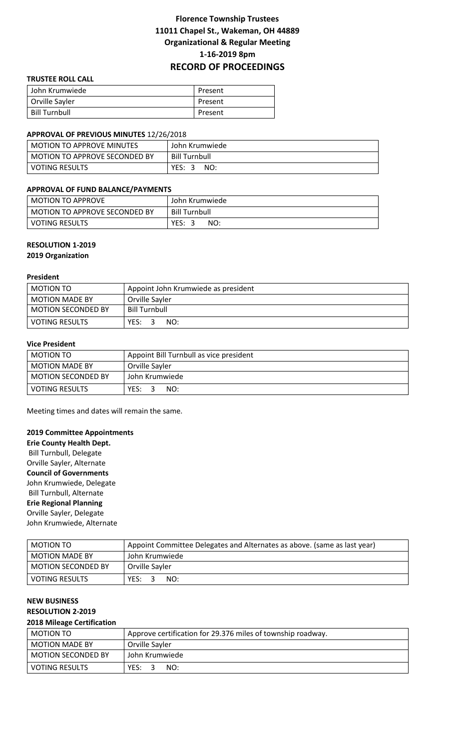# Florence Township Trustees
## 11011 Chapel St., Wakeman, OH 44889
## Organizational & Regular Meeting
## 1-16-2019 8pm
## RECORD OF PROCEEDINGS

**TRUSTEE ROLL CALL**

| | |
|---|---|
| John Krumwiede | Present |
| Orville Sayler | Present |
| Bill Turnbull | Present |

**APPROVAL OF PREVIOUS MINUTES** 12/26/2018

| | |
|---|---|
| MOTION TO APPROVE MINUTES | John Krumwiede |
| MOTION TO APPROVE SECONDED BY | Bill Turnbull |
| VOTING RESULTS | YES: 3 NO: |

**APPROVAL OF FUND BALANCE/PAYMENTS**

| | |
|---|---|
| MOTION TO APPROVE | John Krumwiede |
| MOTION TO APPROVE SECONDED BY | Bill Turnbull |
| VOTING RESULTS | YES: 3 NO: |

**RESOLUTION 1-2019**
**2019 Organization**

**President**

| | |
|---|---|
| MOTION TO | Appoint John Krumwiede as president |
| MOTION MADE BY | Orville Sayler |
| MOTION SECONDED BY | Bill Turnbull |
| VOTING RESULTS | YES: 3 NO: |

**Vice President**

| | |
|---|---|
| MOTION TO | Appoint Bill Turnbull as vice president |
| MOTION MADE BY | Orville Sayler |
| MOTION SECONDED BY | John Krumwiede |
| VOTING RESULTS | YES: 3 NO: |

Meeting times and dates will remain the same.

**2019 Committee Appointments**
**Erie County Health Dept.**
Bill Turnbull, Delegate
Orville Sayler, Alternate
**Council of Governments**
John Krumwiede, Delegate
Bill Turnbull, Alternate
**Erie Regional Planning**
Orville Sayler, Delegate
John Krumwiede, Alternate

| | |
|---|---|
| MOTION TO | Appoint Committee Delegates and Alternates as above. (same as last year) |
| MOTION MADE BY | John Krumwiede |
| MOTION SECONDED BY | Orville Sayler |
| VOTING RESULTS | YES: 3 NO: |

**NEW BUSINESS**
**RESOLUTION 2-2019**
**2018 Mileage Certification**

| | |
|---|---|
| MOTION TO | Approve certification for 29.376 miles of township roadway. |
| MOTION MADE BY | Orville Sayler |
| MOTION SECONDED BY | John Krumwiede |
| VOTING RESULTS | YES: 3 NO: |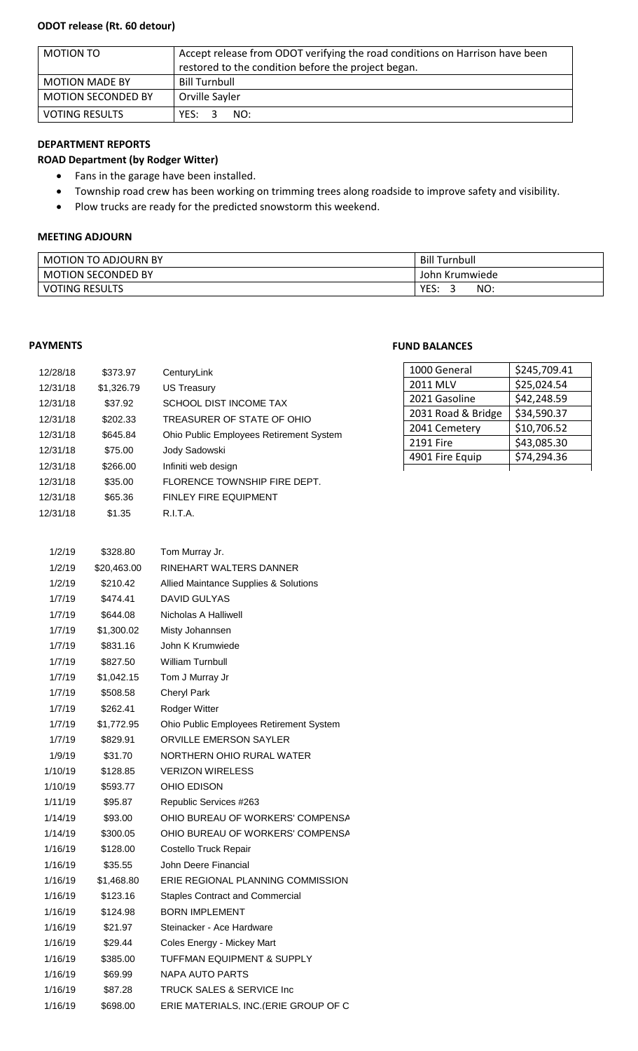**ODOT release (Rt. 60 detour)**

| | |
|---|---|
| MOTION TO | Accept release from ODOT verifying the road conditions on Harrison have been restored to the condition before the project began. |
| MOTION MADE BY | Bill Turnbull |
| MOTION SECONDED BY | Orville Sayler |
| VOTING RESULTS | YES: 3 NO: |

**DEPARTMENT REPORTS**

**ROAD Department (by Rodger Witter)**

- Fans in the garage have been installed.
- Township road crew has been working on trimming trees along roadside to improve safety and visibility.
- Plow trucks are ready for the predicted snowstorm this weekend.

**MEETING ADJOURN**

| | |
|---|---|
| MOTION TO ADJOURN BY | Bill Turnbull |
| MOTION SECONDED BY | John Krumwiede |
| VOTING RESULTS | YES: 3 NO: |

**PAYMENTS**

| | | |
|---|---|---|
| 12/28/18 | $373.97 | CenturyLink |
| 12/31/18 | $1,326.79 | US Treasury |
| 12/31/18 | $37.92 | SCHOOL DIST INCOME TAX |
| 12/31/18 | $202.33 | TREASURER OF STATE OF OHIO |
| 12/31/18 | $645.84 | Ohio Public Employees Retirement System |
| 12/31/18 | $75.00 | Jody Sadowski |
| 12/31/18 | $266.00 | Infiniti web design |
| 12/31/18 | $35.00 | FLORENCE TOWNSHIP FIRE DEPT. |
| 12/31/18 | $65.36 | FINLEY FIRE EQUIPMENT |
| 12/31/18 | $1.35 | R.I.T.A. |
| 1/2/19 | $328.80 | Tom Murray Jr. |
| 1/2/19 | $20,463.00 | RINEHART WALTERS DANNER |
| 1/2/19 | $210.42 | Allied Maintance Supplies & Solutions |
| 1/7/19 | $474.41 | DAVID GULYAS |
| 1/7/19 | $644.08 | Nicholas A Halliwell |
| 1/7/19 | $1,300.02 | Misty Johannsen |
| 1/7/19 | $831.16 | John K Krumwiede |
| 1/7/19 | $827.50 | William Turnbull |
| 1/7/19 | $1,042.15 | Tom J Murray Jr |
| 1/7/19 | $508.58 | Cheryl Park |
| 1/7/19 | $262.41 | Rodger Witter |
| 1/7/19 | $1,772.95 | Ohio Public Employees Retirement System |
| 1/7/19 | $829.91 | ORVILLE EMERSON SAYLER |
| 1/9/19 | $31.70 | NORTHERN OHIO RURAL WATER |
| 1/10/19 | $128.85 | VERIZON WIRELESS |
| 1/10/19 | $593.77 | OHIO EDISON |
| 1/11/19 | $95.87 | Republic Services #263 |
| 1/14/19 | $93.00 | OHIO BUREAU OF WORKERS' COMPENSA |
| 1/14/19 | $300.05 | OHIO BUREAU OF WORKERS' COMPENSA |
| 1/16/19 | $128.00 | Costello Truck Repair |
| 1/16/19 | $35.55 | John Deere Financial |
| 1/16/19 | $1,468.80 | ERIE REGIONAL PLANNING COMMISSION |
| 1/16/19 | $123.16 | Staples Contract and Commercial |
| 1/16/19 | $124.98 | BORN IMPLEMENT |
| 1/16/19 | $21.97 | Steinacker - Ace Hardware |
| 1/16/19 | $29.44 | Coles Energy - Mickey Mart |
| 1/16/19 | $385.00 | TUFFMAN EQUIPMENT & SUPPLY |
| 1/16/19 | $69.99 | NAPA AUTO PARTS |
| 1/16/19 | $87.28 | TRUCK SALES & SERVICE Inc |
| 1/16/19 | $698.00 | ERIE MATERIALS, INC.(ERIE GROUP OF C |

**FUND BALANCES**

| | |
|---|---|
| 1000 General | $245,709.41 |
| 2011 MLV | $25,024.54 |
| 2021 Gasoline | $42,248.59 |
| 2031 Road & Bridge | $34,590.37 |
| 2041 Cemetery | $10,706.52 |
| 2191 Fire | $43,085.30 |
| 4901 Fire Equip | $74,294.36 |